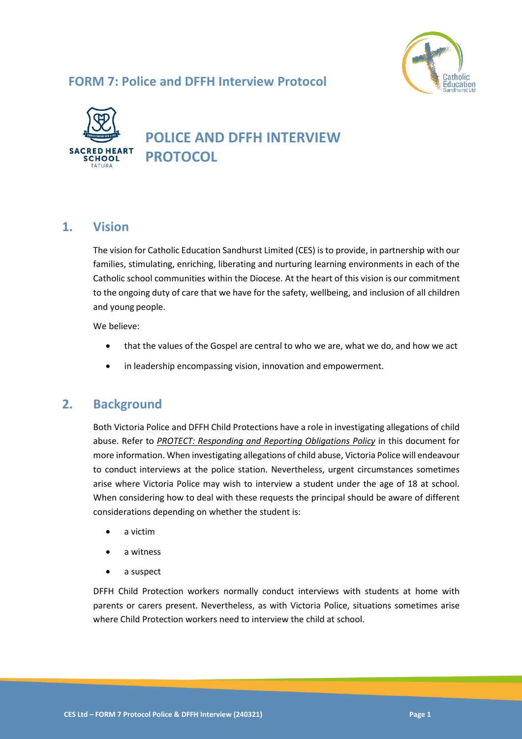# FORM 7: Police and DFFH Interview Protocol

# POLICE AND DFFH INTERVIEW PROTOCOL

## 1. Vision

The vision for Catholic Education Sandhurst Limited (CES) is to provide, in partnership with our families, stimulating, enriching, liberating and nurturing learning environments in each of the Catholic school communities within the Diocese. At the heart of this vision is our commitment to the ongoing duty of care that we have for the safety, wellbeing, and inclusion of all children and young people.

We believe:

- that the values of the Gospel are central to who we are, what we do, and how we act
- in leadership encompassing vision, innovation and empowerment.

## 2. Background

Both Victoria Police and DFFH Child Protections have a role in investigating allegations of child abuse. Refer to ***PROTECT: Responding and Reporting Obligations Policy*** in this document for more information. When investigating allegations of child abuse, Victoria Police will endeavour to conduct interviews at the police station. Nevertheless, urgent circumstances sometimes arise where Victoria Police may wish to interview a student under the age of 18 at school. When considering how to deal with these requests the principal should be aware of different considerations depending on whether the student is:

- a victim
- a witness
- a suspect

DFFH Child Protection workers normally conduct interviews with students at home with parents or carers present. Nevertheless, as with Victoria Police, situations sometimes arise where Child Protection workers need to interview the child at school.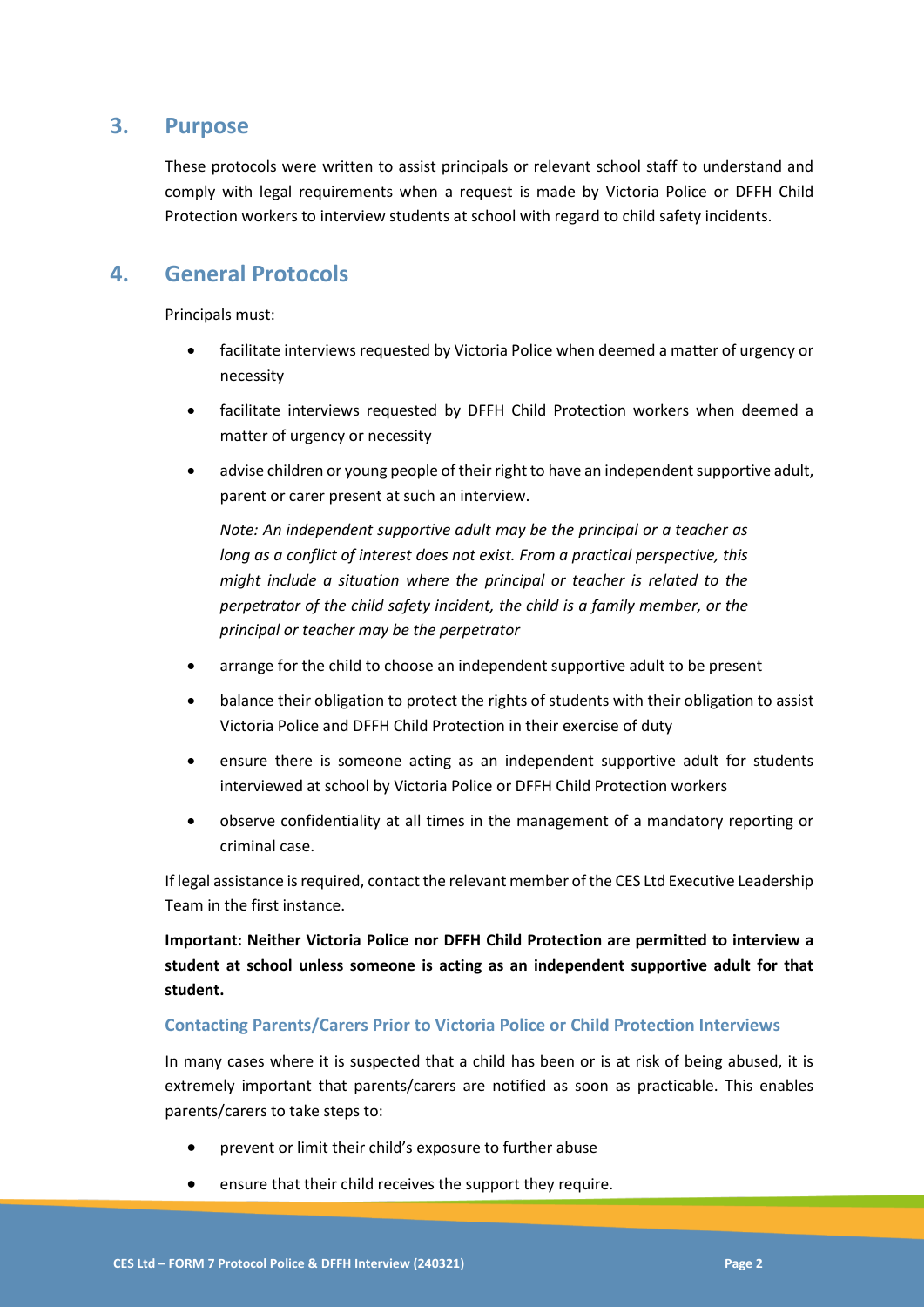## 3. Purpose

These protocols were written to assist principals or relevant school staff to understand and comply with legal requirements when a request is made by Victoria Police or DFFH Child Protection workers to interview students at school with regard to child safety incidents.

## 4. General Protocols

Principals must:

- facilitate interviews requested by Victoria Police when deemed a matter of urgency or necessity
- facilitate interviews requested by DFFH Child Protection workers when deemed a matter of urgency or necessity
- advise children or young people of their right to have an independent supportive adult, parent or carer present at such an interview.

  *Note: An independent supportive adult may be the principal or a teacher as long as a conflict of interest does not exist. From a practical perspective, this might include a situation where the principal or teacher is related to the perpetrator of the child safety incident, the child is a family member, or the principal or teacher may be the perpetrator*

- arrange for the child to choose an independent supportive adult to be present
- balance their obligation to protect the rights of students with their obligation to assist Victoria Police and DFFH Child Protection in their exercise of duty
- ensure there is someone acting as an independent supportive adult for students interviewed at school by Victoria Police or DFFH Child Protection workers
- observe confidentiality at all times in the management of a mandatory reporting or criminal case.

If legal assistance is required, contact the relevant member of the CES Ltd Executive Leadership Team in the first instance.

**Important: Neither Victoria Police nor DFFH Child Protection are permitted to interview a student at school unless someone is acting as an independent supportive adult for that student.**

### Contacting Parents/Carers Prior to Victoria Police or Child Protection Interviews

In many cases where it is suspected that a child has been or is at risk of being abused, it is extremely important that parents/carers are notified as soon as practicable. This enables parents/carers to take steps to:

- prevent or limit their child's exposure to further abuse
- ensure that their child receives the support they require.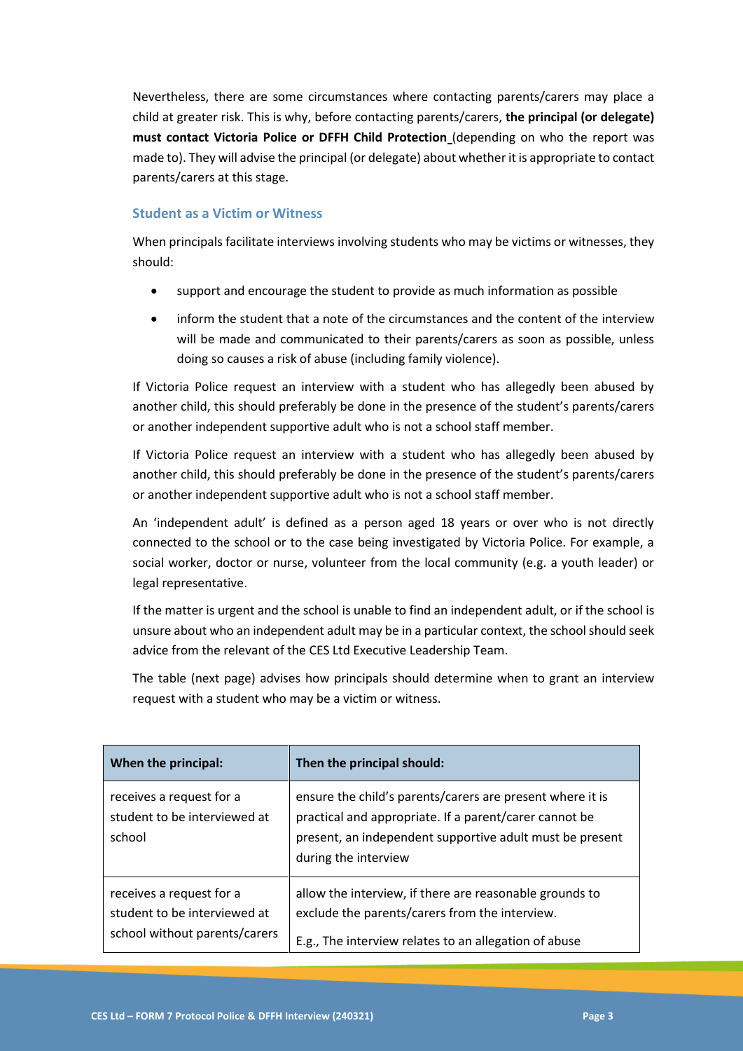Nevertheless, there are some circumstances where contacting parents/carers may place a child at greater risk. This is why, before contacting parents/carers, **the principal (or delegate) must contact Victoria Police or DFFH Child Protection** (depending on who the report was made to). They will advise the principal (or delegate) about whether it is appropriate to contact parents/carers at this stage.

### Student as a Victim or Witness

When principals facilitate interviews involving students who may be victims or witnesses, they should:

- support and encourage the student to provide as much information as possible
- inform the student that a note of the circumstances and the content of the interview will be made and communicated to their parents/carers as soon as possible, unless doing so causes a risk of abuse (including family violence).

If Victoria Police request an interview with a student who has allegedly been abused by another child, this should preferably be done in the presence of the student's parents/carers or another independent supportive adult who is not a school staff member.

If Victoria Police request an interview with a student who has allegedly been abused by another child, this should preferably be done in the presence of the student's parents/carers or another independent supportive adult who is not a school staff member.

An 'independent adult' is defined as a person aged 18 years or over who is not directly connected to the school or to the case being investigated by Victoria Police. For example, a social worker, doctor or nurse, volunteer from the local community (e.g. a youth leader) or legal representative.

If the matter is urgent and the school is unable to find an independent adult, or if the school is unsure about who an independent adult may be in a particular context, the school should seek advice from the relevant of the CES Ltd Executive Leadership Team.

The table (next page) advises how principals should determine when to grant an interview request with a student who may be a victim or witness.

| When the principal: | Then the principal should: |
|---|---|
| receives a request for a student to be interviewed at school | ensure the child's parents/carers are present where it is practical and appropriate. If a parent/carer cannot be present, an independent supportive adult must be present during the interview |
| receives a request for a student to be interviewed at school without parents/carers | allow the interview, if there are reasonable grounds to exclude the parents/carers from the interview.<br><br>E.g., The interview relates to an allegation of abuse |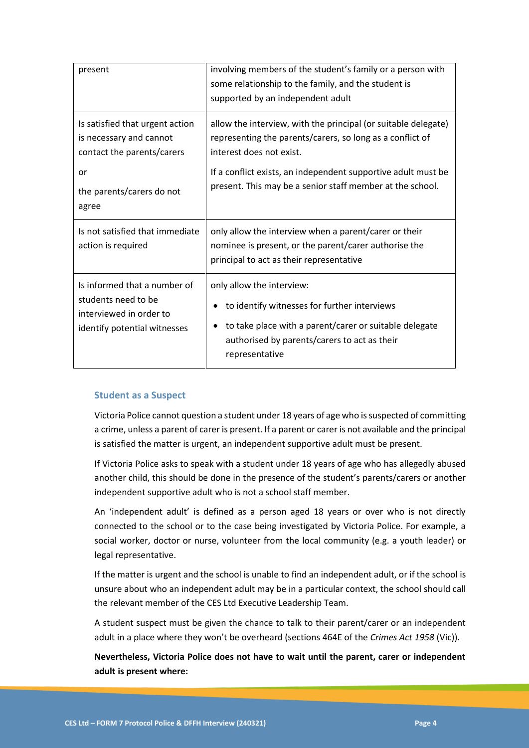| | |
|---|---|
| present | involving members of the student's family or a person with some relationship to the family, and the student is supported by an independent adult |
| Is satisfied that urgent action is necessary and cannot contact the parents/carers<br><br>or<br><br>the parents/carers do not agree | allow the interview, with the principal (or suitable delegate) representing the parents/carers, so long as a conflict of interest does not exist.<br><br>If a conflict exists, an independent supportive adult must be present. This may be a senior staff member at the school. |
| Is not satisfied that immediate action is required | only allow the interview when a parent/carer or their nominee is present, or the parent/carer authorise the principal to act as their representative |
| Is informed that a number of students need to be interviewed in order to identify potential witnesses | only allow the interview:<br><br>• to identify witnesses for further interviews<br><br>• to take place with a parent/carer or suitable delegate authorised by parents/carers to act as their representative |

### Student as a Suspect

Victoria Police cannot question a student under 18 years of age who is suspected of committing a crime, unless a parent of carer is present. If a parent or carer is not available and the principal is satisfied the matter is urgent, an independent supportive adult must be present.

If Victoria Police asks to speak with a student under 18 years of age who has allegedly abused another child, this should be done in the presence of the student's parents/carers or another independent supportive adult who is not a school staff member.

An 'independent adult' is defined as a person aged 18 years or over who is not directly connected to the school or to the case being investigated by Victoria Police. For example, a social worker, doctor or nurse, volunteer from the local community (e.g. a youth leader) or legal representative.

If the matter is urgent and the school is unable to find an independent adult, or if the school is unsure about who an independent adult may be in a particular context, the school should call the relevant member of the CES Ltd Executive Leadership Team.

A student suspect must be given the chance to talk to their parent/carer or an independent adult in a place where they won't be overheard (sections 464E of the *Crimes Act 1958* (Vic)).

**Nevertheless, Victoria Police does not have to wait until the parent, carer or independent adult is present where:**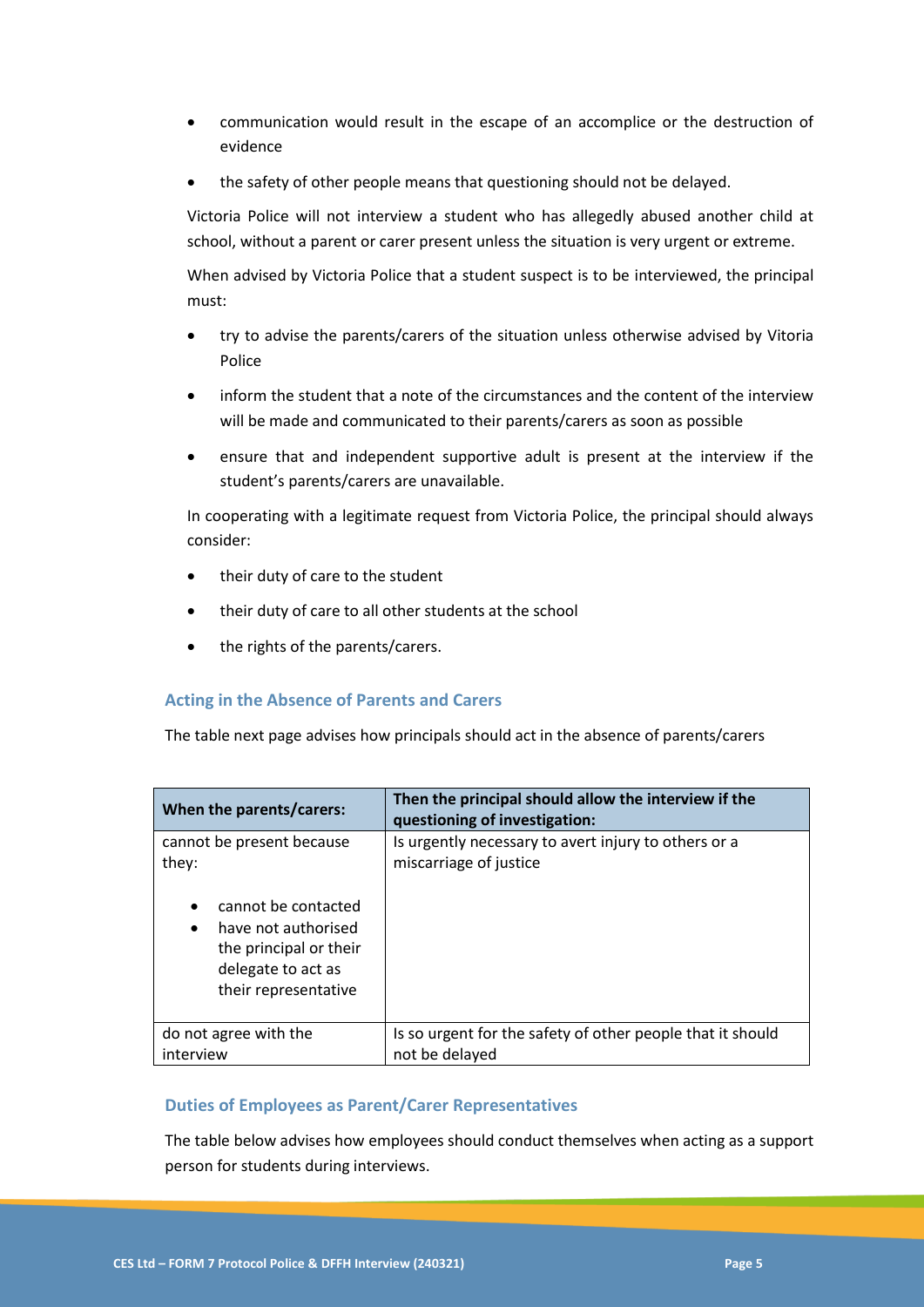- communication would result in the escape of an accomplice or the destruction of evidence
- the safety of other people means that questioning should not be delayed.

Victoria Police will not interview a student who has allegedly abused another child at school, without a parent or carer present unless the situation is very urgent or extreme.

When advised by Victoria Police that a student suspect is to be interviewed, the principal must:

- try to advise the parents/carers of the situation unless otherwise advised by Vitoria Police
- inform the student that a note of the circumstances and the content of the interview will be made and communicated to their parents/carers as soon as possible
- ensure that and independent supportive adult is present at the interview if the student's parents/carers are unavailable.

In cooperating with a legitimate request from Victoria Police, the principal should always consider:

- their duty of care to the student
- their duty of care to all other students at the school
- the rights of the parents/carers.

### Acting in the Absence of Parents and Carers

The table next page advises how principals should act in the absence of parents/carers

| When the parents/carers: | Then the principal should allow the interview if the questioning of investigation: |
|---|---|
| cannot be present because they: <ul><li>cannot be contacted</li><li>have not authorised the principal or their delegate to act as their representative</li></ul> | Is urgently necessary to avert injury to others or a miscarriage of justice |
| do not agree with the interview | Is so urgent for the safety of other people that it should not be delayed |

### Duties of Employees as Parent/Carer Representatives

The table below advises how employees should conduct themselves when acting as a support person for students during interviews.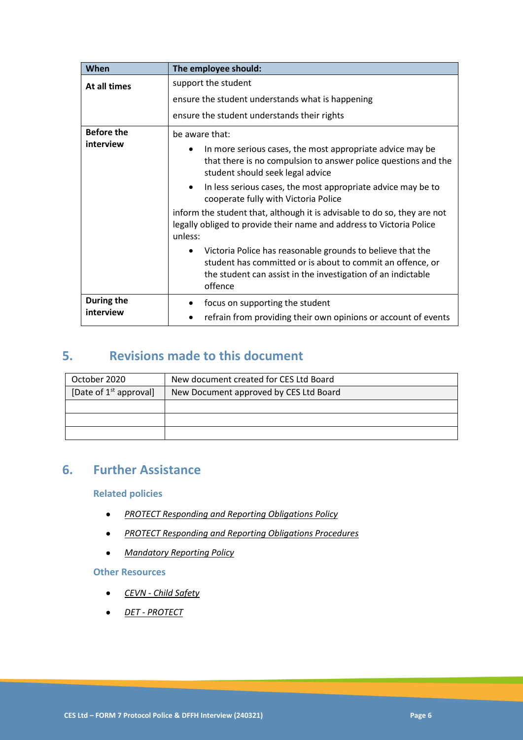| When | The employee should: |
| --- | --- |
| **At all times** | support the student<br>ensure the student understands what is happening<br>ensure the student understands their rights |
| **Before the interview** | be aware that:<br>• In more serious cases, the most appropriate advice may be that there is no compulsion to answer police questions and the student should seek legal advice<br>• In less serious cases, the most appropriate advice may be to cooperate fully with Victoria Police<br>inform the student that, although it is advisable to do so, they are not legally obliged to provide their name and address to Victoria Police unless:<br>• Victoria Police has reasonable grounds to believe that the student has committed or is about to commit an offence, or the student can assist in the investigation of an indictable offence |
| **During the interview** | • focus on supporting the student<br>• refrain from providing their own opinions or account of events |

## 5. Revisions made to this document

| | |
| --- | --- |
| October 2020 | New document created for CES Ltd Board |
| [Date of 1st approval] | New Document approved by CES Ltd Board |
| | |
| | |
| | |

## 6. Further Assistance

### Related policies

- *PROTECT Responding and Reporting Obligations Policy*
- *PROTECT Responding and Reporting Obligations Procedures*
- *Mandatory Reporting Policy*

### Other Resources

- *CEVN - Child Safety*
- *DET - PROTECT*